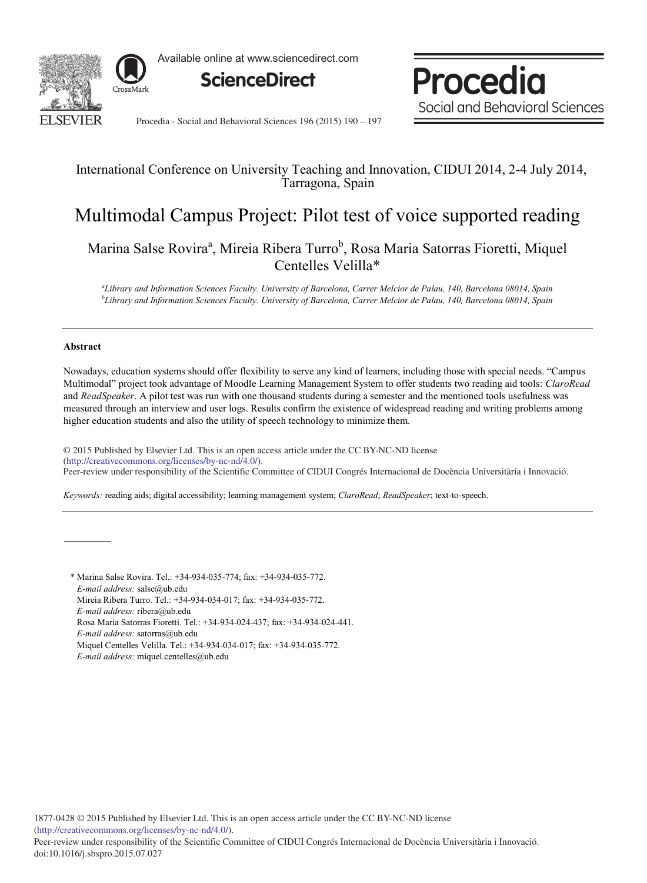International Conference on University Teaching and Innovation, CIDUI 2014, 2-4 July 2014, Tarragona, Spain

# Multimodal Campus Project: Pilot test of voice supported reading

Marina Salse Rovira[a], Mireia Ribera Turro[b], Rosa Maria Satorras Fioretti, Miquel Centelles Velilla*

[a]Library and Information Sciences Faculty. University of Barcelona, Carrer Melcior de Palau, 140, Barcelona 08014, Spain
[b]Library and Information Sciences Faculty. University of Barcelona, Carrer Melcior de Palau, 140, Barcelona 08014, Spain

## Abstract

Nowadays, education systems should offer flexibility to serve any kind of learners, including those with special needs. "Campus Multimodal" project took advantage of Moodle Learning Management System to offer students two reading aid tools: *ClaroRead* and *ReadSpeaker*. A pilot test was run with one thousand students during a semester and the mentioned tools usefulness was measured through an interview and user logs. Results confirm the existence of widespread reading and writing problems among higher education students and also the utility of speech technology to minimize them.

© 2015 Published by Elsevier Ltd. This is an open access article under the CC BY-NC-ND license (http://creativecommons.org/licenses/by-nc-nd/4.0/).
Peer-review under responsibility of the Scientific Committee of CIDUI Congrés Internacional de Docència Universitària i Innovació.

*Keywords:* reading aids; digital accessibility; learning management system; *ClaroRead*; *ReadSpeaker*; text-to-speech.

---

\* Marina Salse Rovira. Tel.: +34-934-035-774; fax: +34-934-035-772.
*E-mail address:* salse@ub.edu
Mireia Ribera Turro. Tel.: +34-934-034-017; fax: +34-934-035-772.
*E-mail address:* ribera@ub.edu
Rosa Maria Satorras Fioretti. Tel.: +34-934-024-437; fax: +34-934-024-441.
*E-mail address:* satorras@ub.edu
Miquel Centelles Velilla. Tel.: +34-934-034-017; fax: +34-934-035-772.
*E-mail address:* miquel.centelles@ub.edu

1877-0428 © 2015 Published by Elsevier Ltd. This is an open access article under the CC BY-NC-ND license (http://creativecommons.org/licenses/by-nc-nd/4.0/).
Peer-review under responsibility of the Scientific Committee of CIDUI Congrés Internacional de Docència Universitària i Innovació.
doi:10.1016/j.sbspro.2015.07.027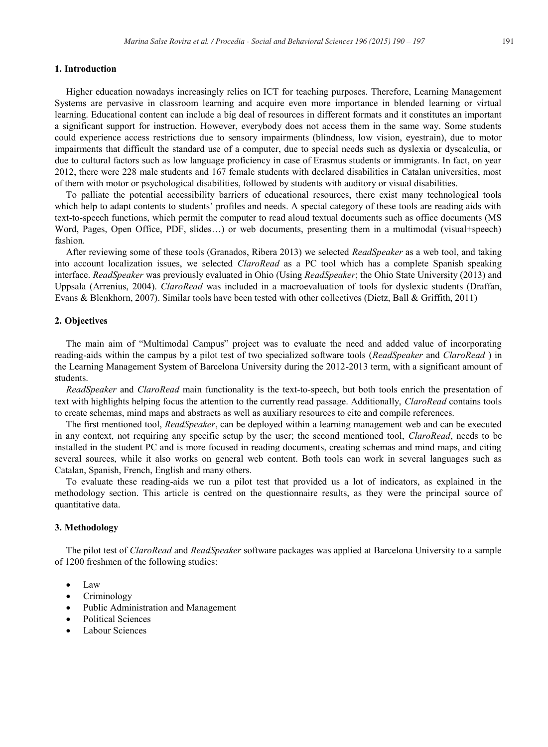## 1. Introduction

Higher education nowadays increasingly relies on ICT for teaching purposes. Therefore, Learning Management Systems are pervasive in classroom learning and acquire even more importance in blended learning or virtual learning. Educational content can include a big deal of resources in different formats and it constitutes an important a significant support for instruction. However, everybody does not access them in the same way. Some students could experience access restrictions due to sensory impairments (blindness, low vision, eyestrain), due to motor impairments that difficult the standard use of a computer, due to special needs such as dyslexia or dyscalculia, or due to cultural factors such as low language proficiency in case of Erasmus students or immigrants. In fact, on year 2012, there were 228 male students and 167 female students with declared disabilities in Catalan universities, most of them with motor or psychological disabilities, followed by students with auditory or visual disabilities.

To palliate the potential accessibility barriers of educational resources, there exist many technological tools which help to adapt contents to students' profiles and needs. A special category of these tools are reading aids with text-to-speech functions, which permit the computer to read aloud textual documents such as office documents (MS Word, Pages, Open Office, PDF, slides…) or web documents, presenting them in a multimodal (visual+speech) fashion.

After reviewing some of these tools (Granados, Ribera 2013) we selected *ReadSpeaker* as a web tool, and taking into account localization issues, we selected *ClaroRead* as a PC tool which has a complete Spanish speaking interface. *ReadSpeaker* was previously evaluated in Ohio (Using *ReadSpeaker*; the Ohio State University (2013) and Uppsala (Arrenius, 2004). *ClaroRead* was included in a macroevaluation of tools for dyslexic students (Draffan, Evans & Blenkhorn, 2007). Similar tools have been tested with other collectives (Dietz, Ball & Griffith, 2011)

## 2. Objectives

The main aim of "Multimodal Campus" project was to evaluate the need and added value of incorporating reading-aids within the campus by a pilot test of two specialized software tools (*ReadSpeaker* and *ClaroRead* ) in the Learning Management System of Barcelona University during the 2012-2013 term, with a significant amount of students.

*ReadSpeaker* and *ClaroRead* main functionality is the text-to-speech, but both tools enrich the presentation of text with highlights helping focus the attention to the currently read passage. Additionally, *ClaroRead* contains tools to create schemas, mind maps and abstracts as well as auxiliary resources to cite and compile references.

The first mentioned tool, *ReadSpeaker*, can be deployed within a learning management web and can be executed in any context, not requiring any specific setup by the user; the second mentioned tool, *ClaroRead*, needs to be installed in the student PC and is more focused in reading documents, creating schemas and mind maps, and citing several sources, while it also works on general web content. Both tools can work in several languages such as Catalan, Spanish, French, English and many others.

To evaluate these reading-aids we run a pilot test that provided us a lot of indicators, as explained in the methodology section. This article is centred on the questionnaire results, as they were the principal source of quantitative data.

## 3. Methodology

The pilot test of *ClaroRead* and *ReadSpeaker* software packages was applied at Barcelona University to a sample of 1200 freshmen of the following studies:

- Law
- Criminology
- Public Administration and Management
- Political Sciences
- Labour Sciences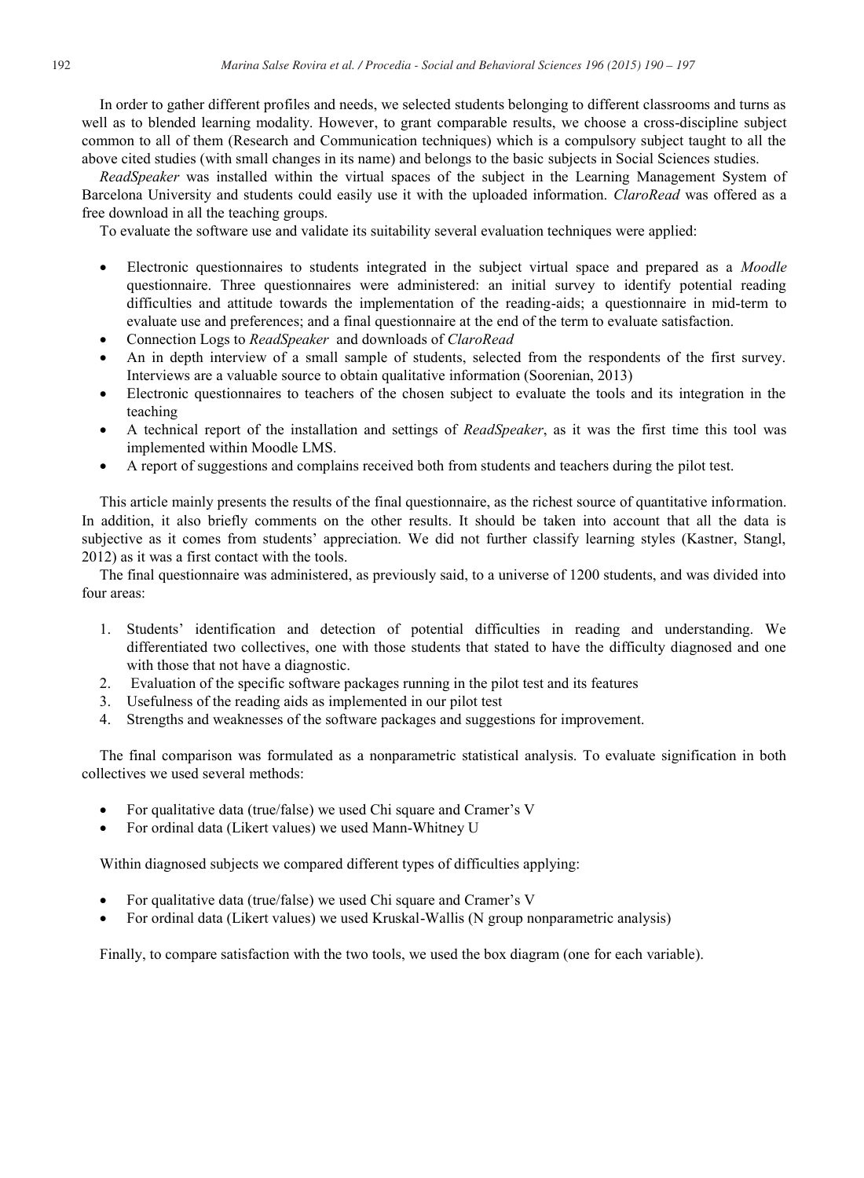In order to gather different profiles and needs, we selected students belonging to different classrooms and turns as well as to blended learning modality. However, to grant comparable results, we choose a cross-discipline subject common to all of them (Research and Communication techniques) which is a compulsory subject taught to all the above cited studies (with small changes in its name) and belongs to the basic subjects in Social Sciences studies.

*ReadSpeaker* was installed within the virtual spaces of the subject in the Learning Management System of Barcelona University and students could easily use it with the uploaded information. *ClaroRead* was offered as a free download in all the teaching groups.

To evaluate the software use and validate its suitability several evaluation techniques were applied:

- Electronic questionnaires to students integrated in the subject virtual space and prepared as a *Moodle* questionnaire. Three questionnaires were administered: an initial survey to identify potential reading difficulties and attitude towards the implementation of the reading-aids; a questionnaire in mid-term to evaluate use and preferences; and a final questionnaire at the end of the term to evaluate satisfaction.
- Connection Logs to *ReadSpeaker* and downloads of *ClaroRead*
- An in depth interview of a small sample of students, selected from the respondents of the first survey. Interviews are a valuable source to obtain qualitative information (Soorenian, 2013)
- Electronic questionnaires to teachers of the chosen subject to evaluate the tools and its integration in the teaching
- A technical report of the installation and settings of *ReadSpeaker*, as it was the first time this tool was implemented within Moodle LMS.
- A report of suggestions and complains received both from students and teachers during the pilot test.

This article mainly presents the results of the final questionnaire, as the richest source of quantitative information. In addition, it also briefly comments on the other results. It should be taken into account that all the data is subjective as it comes from students' appreciation. We did not further classify learning styles (Kastner, Stangl, 2012) as it was a first contact with the tools.

The final questionnaire was administered, as previously said, to a universe of 1200 students, and was divided into four areas:

1. Students' identification and detection of potential difficulties in reading and understanding. We differentiated two collectives, one with those students that stated to have the difficulty diagnosed and one with those that not have a diagnostic.
2. Evaluation of the specific software packages running in the pilot test and its features
3. Usefulness of the reading aids as implemented in our pilot test
4. Strengths and weaknesses of the software packages and suggestions for improvement.

The final comparison was formulated as a nonparametric statistical analysis. To evaluate signification in both collectives we used several methods:

- For qualitative data (true/false) we used Chi square and Cramer's V
- For ordinal data (Likert values) we used Mann-Whitney U

Within diagnosed subjects we compared different types of difficulties applying:

- For qualitative data (true/false) we used Chi square and Cramer's V
- For ordinal data (Likert values) we used Kruskal-Wallis (N group nonparametric analysis)

Finally, to compare satisfaction with the two tools, we used the box diagram (one for each variable).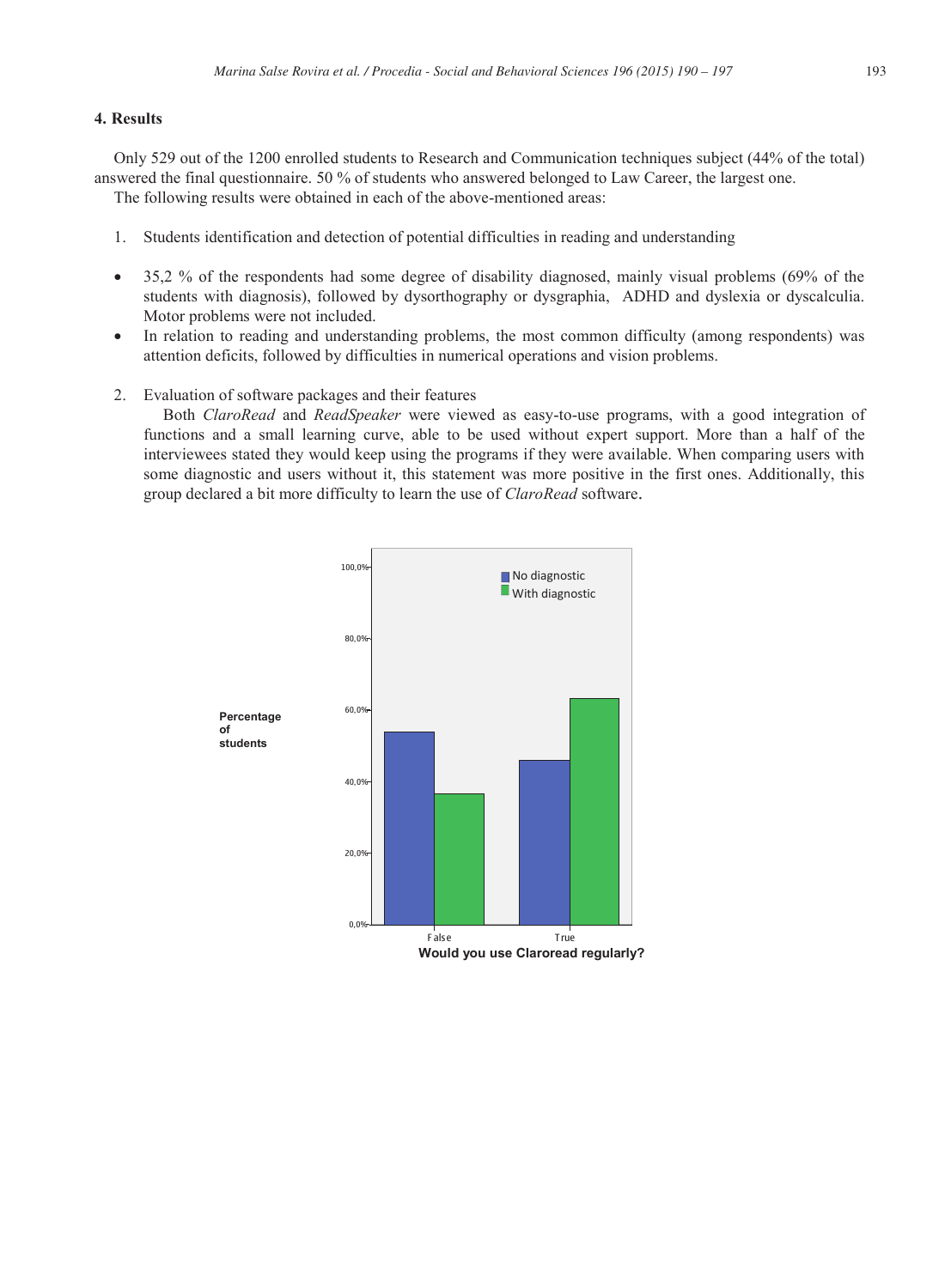## 4. Results

Only 529 out of the 1200 enrolled students to Research and Communication techniques subject (44% of the total) answered the final questionnaire. 50 % of students who answered belonged to Law Career, the largest one.

The following results were obtained in each of the above-mentioned areas:

1. Students identification and detection of potential difficulties in reading and understanding

- 35,2 % of the respondents had some degree of disability diagnosed, mainly visual problems (69% of the students with diagnosis), followed by dysorthography or dysgraphia, ADHD and dyslexia or dyscalculia. Motor problems were not included.
- In relation to reading and understanding problems, the most common difficulty (among respondents) was attention deficits, followed by difficulties in numerical operations and vision problems.

2. Evaluation of software packages and their features

   Both *ClaroRead* and *ReadSpeaker* were viewed as easy-to-use programs, with a good integration of functions and a small learning curve, able to be used without expert support. More than a half of the interviewees stated they would keep using the programs if they were available. When comparing users with some diagnostic and users without it, this statement was more positive in the first ones. Additionally, this group declared a bit more difficulty to learn the use of *ClaroRead* software.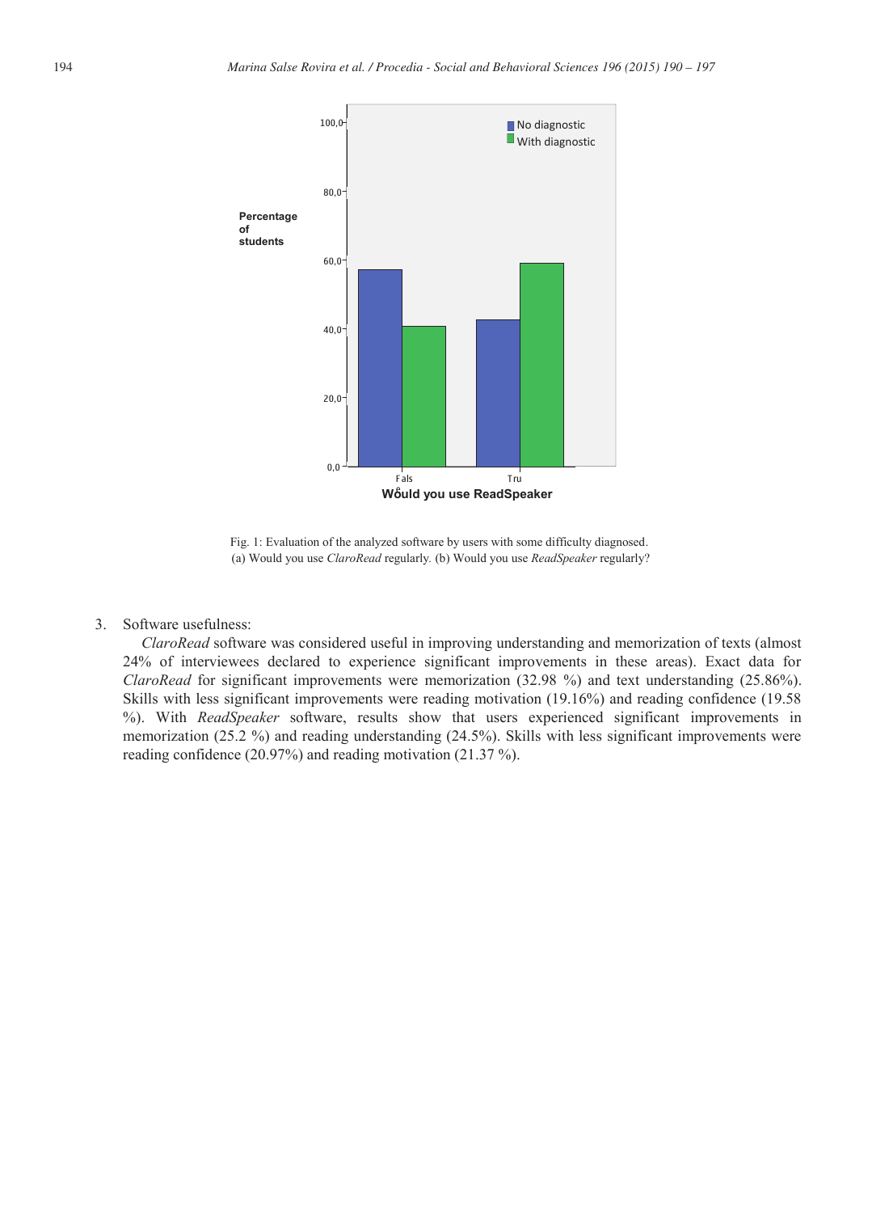Fig. 1: Evaluation of the analyzed software by users with some difficulty diagnosed.
(a) Would you use *ClaroRead* regularly. (b) Would you use *ReadSpeaker* regularly?

3. Software usefulness:

   *ClaroRead* software was considered useful in improving understanding and memorization of texts (almost 24% of interviewees declared to experience significant improvements in these areas). Exact data for *ClaroRead* for significant improvements were memorization (32.98 %) and text understanding (25.86%). Skills with less significant improvements were reading motivation (19.16%) and reading confidence (19.58 %). With *ReadSpeaker* software, results show that users experienced significant improvements in memorization (25.2 %) and reading understanding (24.5%). Skills with less significant improvements were reading confidence (20.97%) and reading motivation (21.37 %).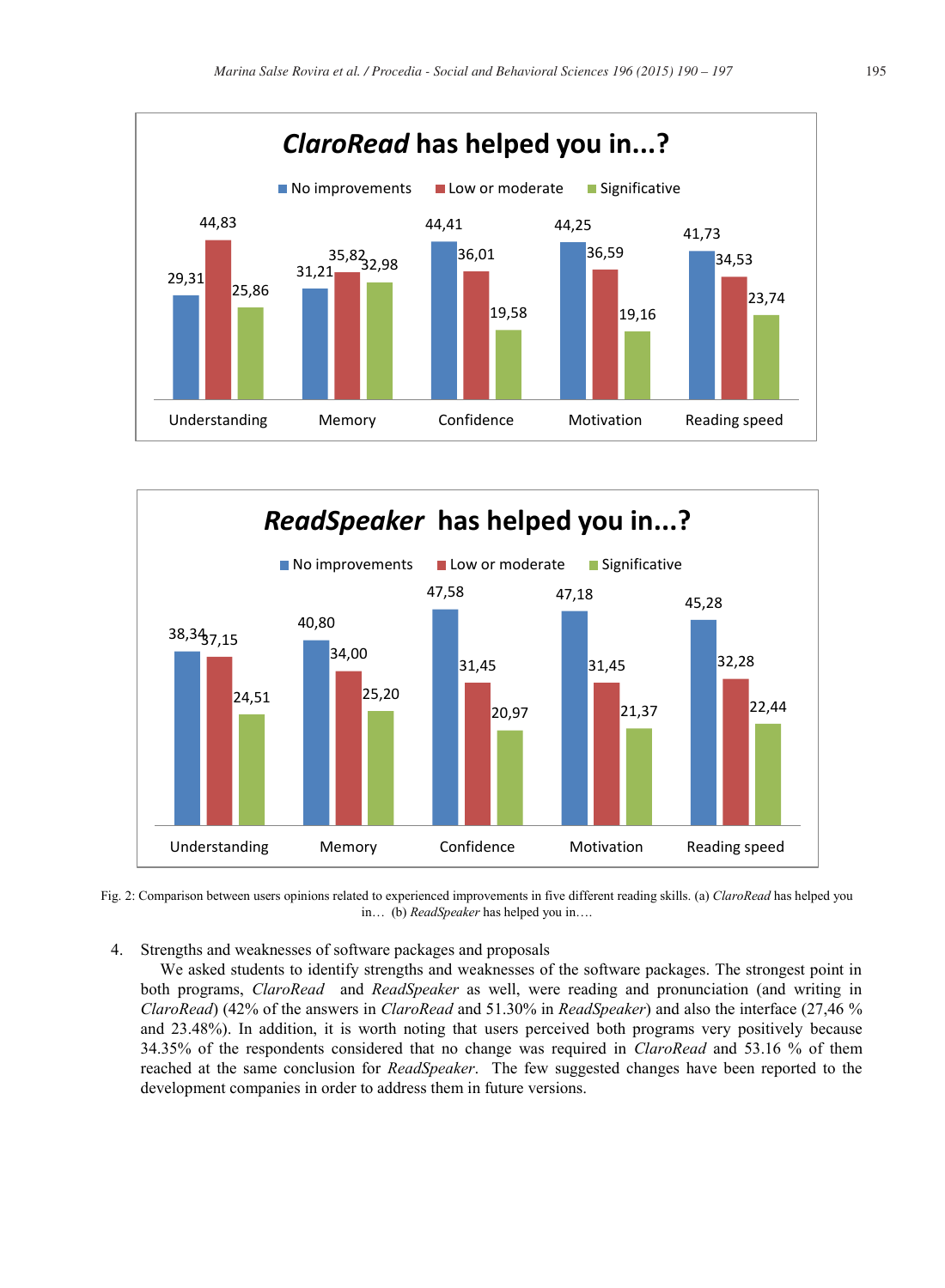**CLAROREAD HAS HELPED YOU IN...?**

| | No improvements | Low or moderate | Significative |
|---|---|---|---|
| Understanding | 29,31 | 44,83 | 25,86 |
| Memory | 31,21 | 35,82 | 32,98 |
| Confidence | 44,41 | 36,01 | 19,58 |
| Motivation | 44,25 | 36,59 | 19,16 |
| Reading speed | 41,73 | 34,53 | 23,74 |

**READSPEAKER HAS HELPED YOU IN...?**

| | No improvements | Low or moderate | Significative |
|---|---|---|---|
| Understanding | 38,34 | 37,15 | 24,51 |
| Memory | 40,80 | 34,00 | 25,20 |
| Confidence | 47,58 | 31,45 | 20,97 |
| Motivation | 47,18 | 31,45 | 21,37 |
| Reading speed | 45,28 | 32,28 | 22,44 |

Fig. 2: Comparison between users opinions related to experienced improvements in five different reading skills. (a) *ClaroRead* has helped you in… (b) *ReadSpeaker* has helped you in….

4. Strengths and weaknesses of software packages and proposals

We asked students to identify strengths and weaknesses of the software packages. The strongest point in both programs, *ClaroRead* and *ReadSpeaker* as well, were reading and pronunciation (and writing in *ClaroRead*) (42% of the answers in *ClaroRead* and 51.30% in *ReadSpeaker*) and also the interface (27,46 % and 23.48%). In addition, it is worth noting that users perceived both programs very positively because 34.35% of the respondents considered that no change was required in *ClaroRead* and 53.16 % of them reached at the same conclusion for *ReadSpeaker*. The few suggested changes have been reported to the development companies in order to address them in future versions.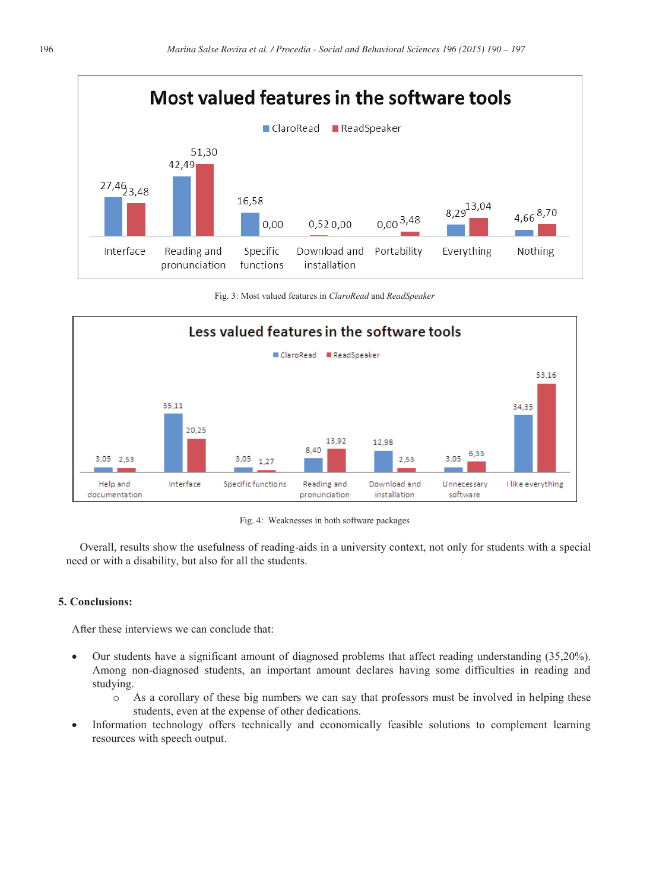Fig. 3: Most valued features in *ClaroRead* and *ReadSpeaker*

Fig. 4: Weaknesses in both software packages

Overall, results show the usefulness of reading-aids in a university context, not only for students with a special need or with a disability, but also for all the students.

## 5. Conclusions:

After these interviews we can conclude that:

- Our students have a significant amount of diagnosed problems that affect reading understanding (35,20%). Among non-diagnosed students, an important amount declares having some difficulties in reading and studying.
  - As a corollary of these big numbers we can say that professors must be involved in helping these students, even at the expense of other dedications.
- Information technology offers technically and economically feasible solutions to complement learning resources with speech output.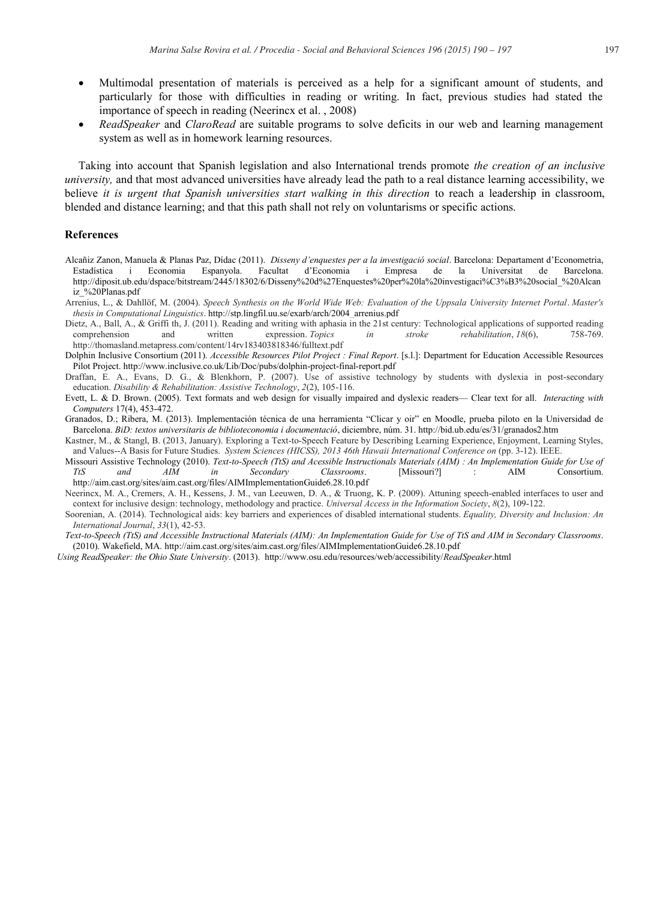- Multimodal presentation of materials is perceived as a help for a significant amount of students, and particularly for those with difficulties in reading or writing. In fact, previous studies had stated the importance of speech in reading (Neerincx et al. , 2008)
- *ReadSpeaker* and *ClaroRead* are suitable programs to solve deficits in our web and learning management system as well as in homework learning resources.

Taking into account that Spanish legislation and also International trends promote *the creation of an inclusive university,* and that most advanced universities have already lead the path to a real distance learning accessibility, we believe *it is urgent that Spanish universities start walking in this direction* to reach a leadership in classroom, blended and distance learning; and that this path shall not rely on voluntarisms or specific actions.

## References

Alcañiz Zanon, Manuela & Planas Paz, Dídac (2011). *Disseny d'enquestes per a la investigació social*. Barcelona: Departament d'Econometria, Estadística i Economia Espanyola. Facultat d'Economia i Empresa de la Universitat de Barcelona. http://diposit.ub.edu/dspace/bitstream/2445/18302/6/Disseny%20d%27Enquestes%20per%20la%20investigaci%C3%B3%20social_%20Alcaniz_%20Planas.pdf

Arrenius, L., & Dahllöf, M. (2004). *Speech Synthesis on the World Wide Web: Evaluation of the Uppsala University Internet Portal*. *Master's thesis in Computational Linguistics*. http://stp.lingfil.uu.se/exarb/arch/2004_arrenius.pdf

Dietz, A., Ball, A., & Griffi th, J. (2011). Reading and writing with aphasia in the 21st century: Technological applications of supported reading comprehension and written expression. *Topics in stroke rehabilitation*, *18*(6), 758-769. http://thomasland.metapress.com/content/14rv183403818346/fulltext.pdf

Dolphin Inclusive Consortium (2011). *Accessible Resources Pilot Project : Final Report*. [s.l.]: Department for Education Accessible Resources Pilot Project. http://www.inclusive.co.uk/Lib/Doc/pubs/dolphin-project-final-report.pdf

Draffan, E. A., Evans, D. G., & Blenkhorn, P. (2007). Use of assistive technology by students with dyslexia in post-secondary education. *Disability & Rehabilitation: Assistive Technology*, *2*(2), 105-116.

Evett, L. & D. Brown. (2005). Text formats and web design for visually impaired and dyslexic readers— Clear text for all. *Interacting with Computers* 17(4), 453-472.

Granados, D.; Ribera, M. (2013). Implementación técnica de una herramienta "Clicar y oir" en Moodle, prueba piloto en la Universidad de Barcelona. *BiD: textos universitaris de biblioteconomia i documentació*, diciembre, núm. 31. http://bid.ub.edu/es/31/granados2.htm

Kastner, M., & Stangl, B. (2013, January). Exploring a Text-to-Speech Feature by Describing Learning Experience, Enjoyment, Learning Styles, and Values--A Basis for Future Studies. *System Sciences (HICSS), 2013 46th Hawaii International Conference on* (pp. 3-12). IEEE.

Missouri Assistive Technology (2010). *Text-to-Speech (TtS) and Acessible Instructionals Materials (AIM) : An Implementation Guide for Use of TtS and AIM in Secondary Classrooms*. [Missouri?] : AIM Consortium. http://aim.cast.org/sites/aim.cast.org/files/AIMImplementationGuide6.28.10.pdf

Neerincx, M. A., Cremers, A. H., Kessens, J. M., van Leeuwen, D. A., & Truong, K. P. (2009). Attuning speech-enabled interfaces to user and context for inclusive design: technology, methodology and practice. *Universal Access in the Information Society*, *8*(2), 109-122.

Soorenian, A. (2014). Technological aids: key barriers and experiences of disabled international students. *Equality, Diversity and Inclusion: An International Journal*, *33*(1), 42-53.

*Text-to-Speech (TtS) and Accessible Instructional Materials (AIM): An Implementation Guide for Use of TtS and AIM in Secondary Classrooms*. (2010). Wakefield, MA. http://aim.cast.org/sites/aim.cast.org/files/AIMImplementationGuide6.28.10.pdf

*Using ReadSpeaker: the Ohio State University*. (2013). http://www.osu.edu/resources/web/accessibility/*ReadSpeaker*.html